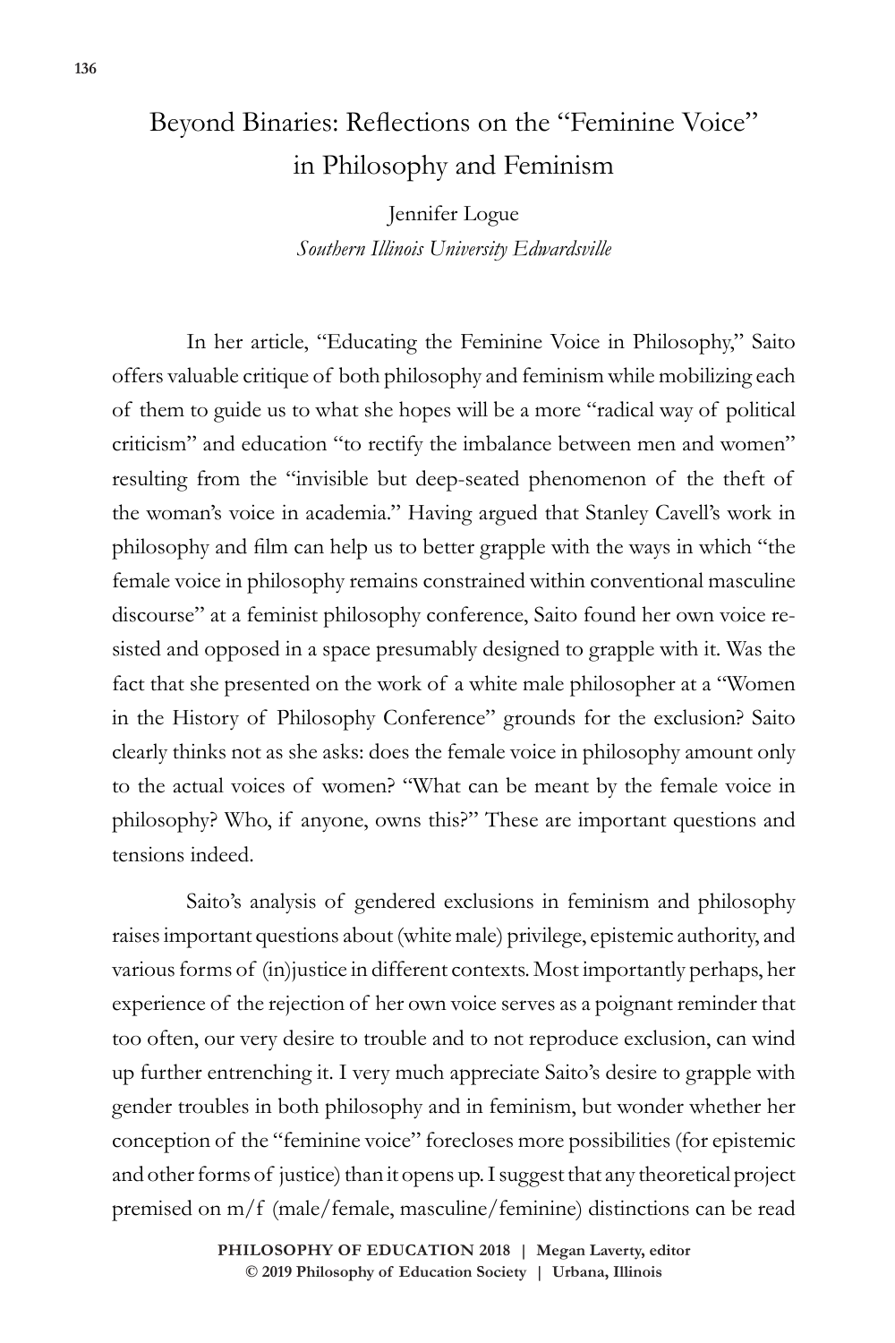# Beyond Binaries: Reflections on the "Feminine Voice" in Philosophy and Feminism

Jennifer Logue

*Southern Illinois University Edwardsville*

In her article, "Educating the Feminine Voice in Philosophy," Saito offers valuable critique of both philosophy and feminism while mobilizing each of them to guide us to what she hopes will be a more "radical way of political criticism" and education "to rectify the imbalance between men and women" resulting from the "invisible but deep-seated phenomenon of the theft of the woman's voice in academia." Having argued that Stanley Cavell's work in philosophy and film can help us to better grapple with the ways in which "the female voice in philosophy remains constrained within conventional masculine discourse" at a feminist philosophy conference, Saito found her own voice resisted and opposed in a space presumably designed to grapple with it. Was the fact that she presented on the work of a white male philosopher at a "Women in the History of Philosophy Conference" grounds for the exclusion? Saito clearly thinks not as she asks: does the female voice in philosophy amount only to the actual voices of women? "What can be meant by the female voice in philosophy? Who, if anyone, owns this?" These are important questions and tensions indeed.

Saito's analysis of gendered exclusions in feminism and philosophy raises important questions about (white male) privilege, epistemic authority, and various forms of (in)justice in different contexts. Most importantly perhaps, her experience of the rejection of her own voice serves as a poignant reminder that too often, our very desire to trouble and to not reproduce exclusion, can wind up further entrenching it. I very much appreciate Saito's desire to grapple with gender troubles in both philosophy and in feminism, but wonder whether her conception of the "feminine voice" forecloses more possibilities (for epistemic and other forms of justice) than it opens up. I suggest that any theoretical project premised on m/f (male/female, masculine/feminine) distinctions can be read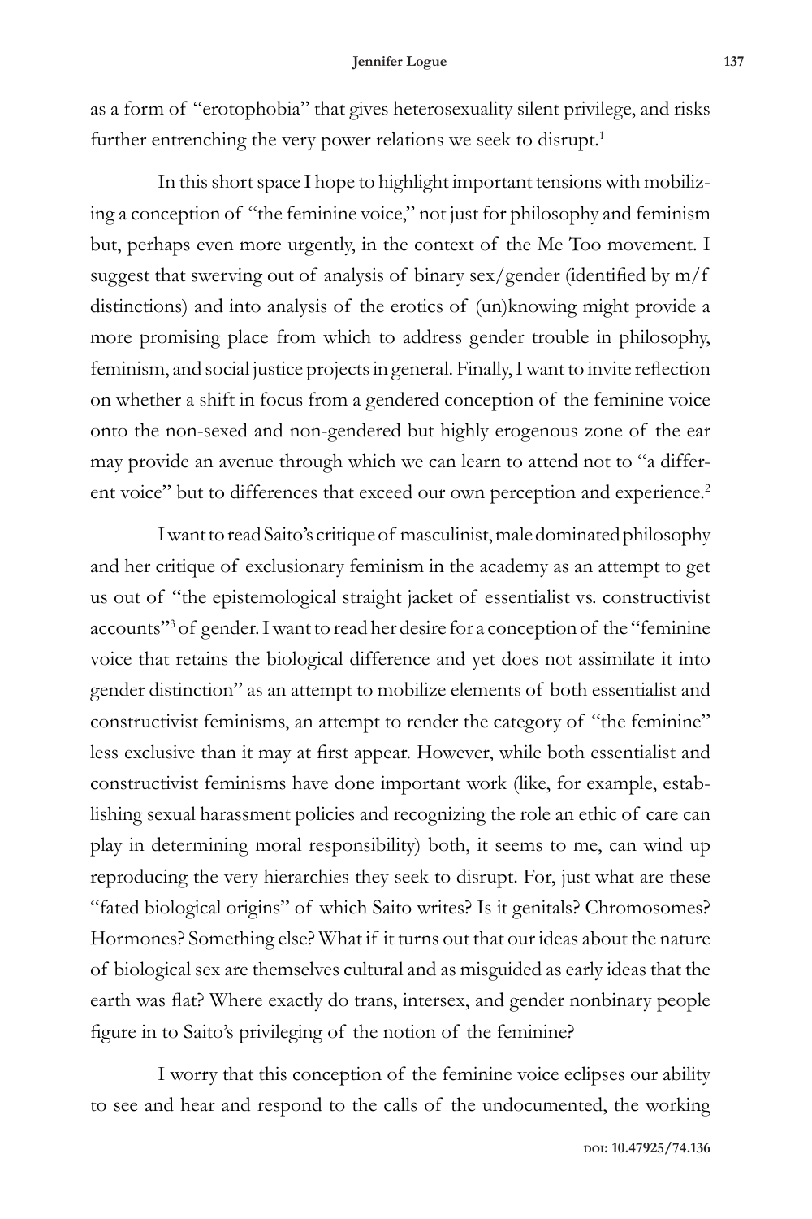as a form of "erotophobia" that gives heterosexuality silent privilege, and risks further entrenching the very power relations we seek to disrupt.[1]

In this short space I hope to highlight important tensions with mobilizing a conception of "the feminine voice," not just for philosophy and feminism but, perhaps even more urgently, in the context of the Me Too movement. I suggest that swerving out of analysis of binary sex/gender (identified by m/f distinctions) and into analysis of the erotics of (un)knowing might provide a more promising place from which to address gender trouble in philosophy, feminism, and social justice projects in general. Finally, I want to invite reflection on whether a shift in focus from a gendered conception of the feminine voice onto the non-sexed and non-gendered but highly erogenous zone of the ear may provide an avenue through which we can learn to attend not to "a different voice" but to differences that exceed our own perception and experience.[2]

I want to read Saito's critique of masculinist, male dominated philosophy and her critique of exclusionary feminism in the academy as an attempt to get us out of "the epistemological straight jacket of essentialist vs. constructivist accounts"[3] of gender. I want to read her desire for a conception of the "feminine voice that retains the biological difference and yet does not assimilate it into gender distinction" as an attempt to mobilize elements of both essentialist and constructivist feminisms, an attempt to render the category of "the feminine" less exclusive than it may at first appear. However, while both essentialist and constructivist feminisms have done important work (like, for example, establishing sexual harassment policies and recognizing the role an ethic of care can play in determining moral responsibility) both, it seems to me, can wind up reproducing the very hierarchies they seek to disrupt. For, just what are these "fated biological origins" of which Saito writes? Is it genitals? Chromosomes? Hormones? Something else? What if it turns out that our ideas about the nature of biological sex are themselves cultural and as misguided as early ideas that the earth was flat? Where exactly do trans, intersex, and gender nonbinary people figure in to Saito's privileging of the notion of the feminine?

I worry that this conception of the feminine voice eclipses our ability to see and hear and respond to the calls of the undocumented, the working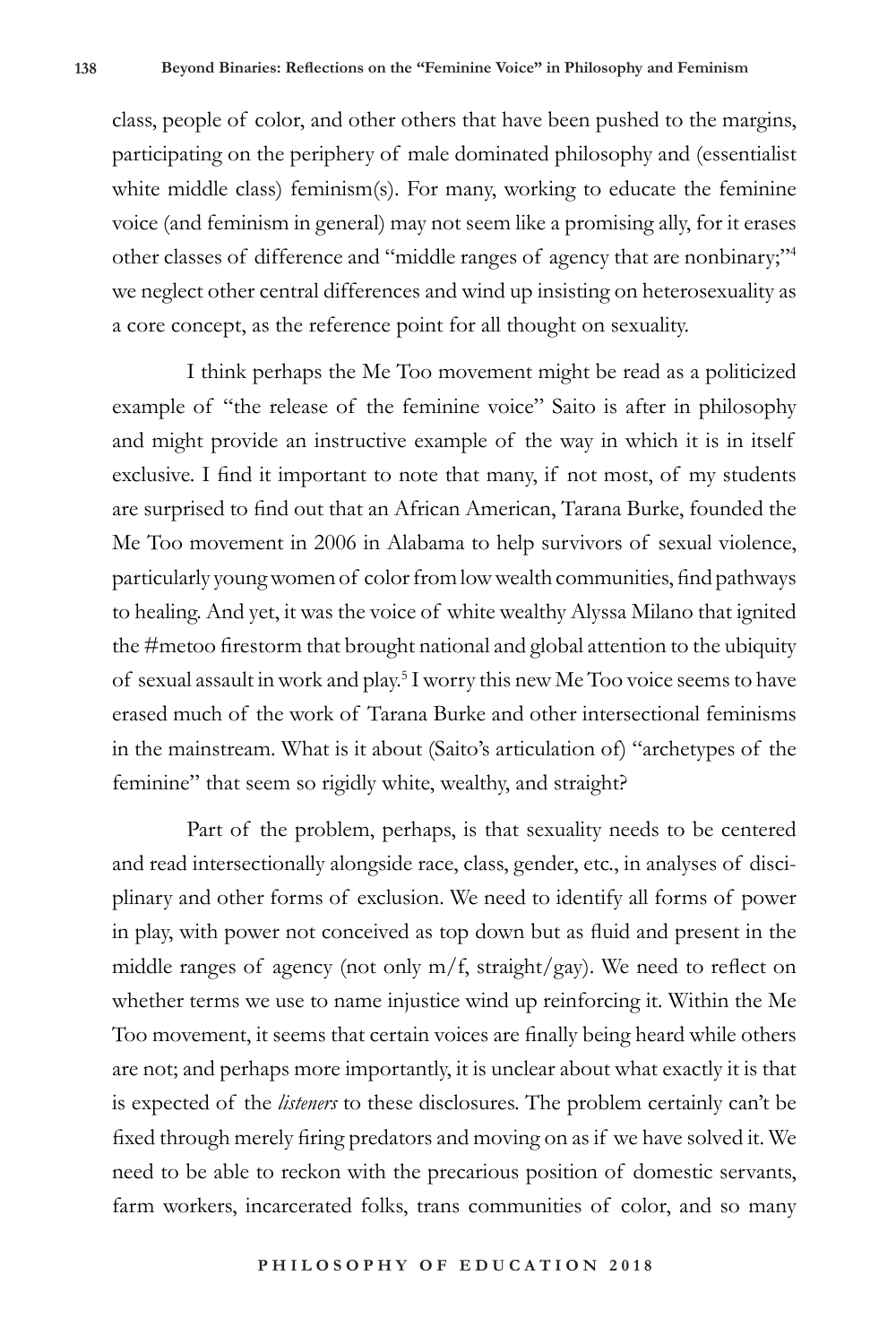class, people of color, and other others that have been pushed to the margins, participating on the periphery of male dominated philosophy and (essentialist white middle class) feminism(s). For many, working to educate the feminine voice (and feminism in general) may not seem like a promising ally, for it erases other classes of difference and "middle ranges of agency that are nonbinary;"[4] we neglect other central differences and wind up insisting on heterosexuality as a core concept, as the reference point for all thought on sexuality.

I think perhaps the Me Too movement might be read as a politicized example of "the release of the feminine voice" Saito is after in philosophy and might provide an instructive example of the way in which it is in itself exclusive. I find it important to note that many, if not most, of my students are surprised to find out that an African American, Tarana Burke, founded the Me Too movement in 2006 in Alabama to help survivors of sexual violence, particularly young women of color from low wealth communities, find pathways to healing. And yet, it was the voice of white wealthy Alyssa Milano that ignited the #metoo firestorm that brought national and global attention to the ubiquity of sexual assault in work and play.[5] I worry this new Me Too voice seems to have erased much of the work of Tarana Burke and other intersectional feminisms in the mainstream. What is it about (Saito's articulation of) "archetypes of the feminine" that seem so rigidly white, wealthy, and straight?

Part of the problem, perhaps, is that sexuality needs to be centered and read intersectionally alongside race, class, gender, etc., in analyses of disciplinary and other forms of exclusion. We need to identify all forms of power in play, with power not conceived as top down but as fluid and present in the middle ranges of agency (not only m/f, straight/gay). We need to reflect on whether terms we use to name injustice wind up reinforcing it. Within the Me Too movement, it seems that certain voices are finally being heard while others are not; and perhaps more importantly, it is unclear about what exactly it is that is expected of the *listeners* to these disclosures. The problem certainly can't be fixed through merely firing predators and moving on as if we have solved it. We need to be able to reckon with the precarious position of domestic servants, farm workers, incarcerated folks, trans communities of color, and so many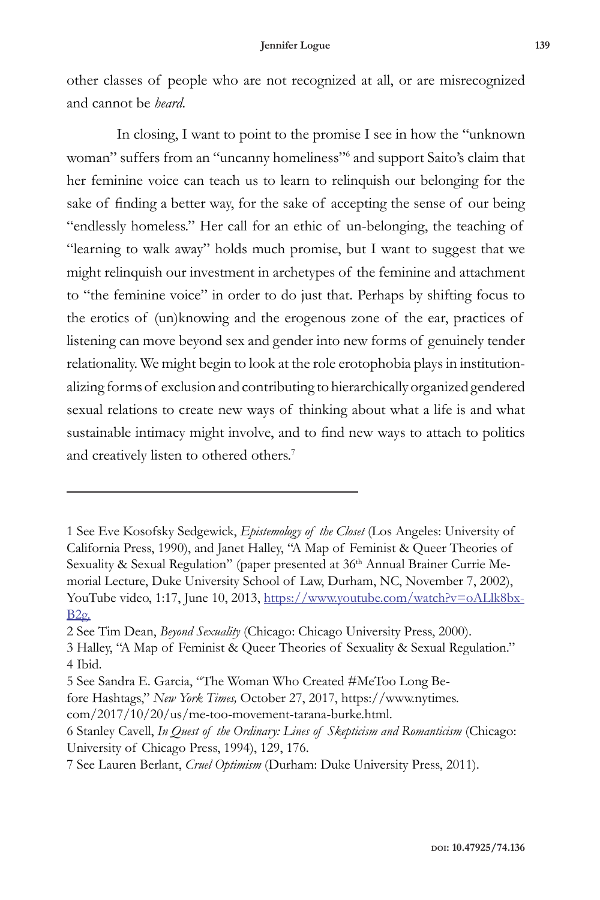other classes of people who are not recognized at all, or are misrecognized and cannot be *heard*.

In closing, I want to point to the promise I see in how the "unknown woman" suffers from an "uncanny homeliness"[6] and support Saito's claim that her feminine voice can teach us to learn to relinquish our belonging for the sake of finding a better way, for the sake of accepting the sense of our being "endlessly homeless." Her call for an ethic of un-belonging, the teaching of "learning to walk away" holds much promise, but I want to suggest that we might relinquish our investment in archetypes of the feminine and attachment to "the feminine voice" in order to do just that. Perhaps by shifting focus to the erotics of (un)knowing and the erogenous zone of the ear, practices of listening can move beyond sex and gender into new forms of genuinely tender relationality. We might begin to look at the role erotophobia plays in institutionalizing forms of exclusion and contributing to hierarchically organized gendered sexual relations to create new ways of thinking about what a life is and what sustainable intimacy might involve, and to find new ways to attach to politics and creatively listen to othered others.[7]

---

1 See Eve Kosofsky Sedgewick, *Epistemology of the Closet* (Los Angeles: University of California Press, 1990), and Janet Halley, "A Map of Feminist & Queer Theories of Sexuality & Sexual Regulation" (paper presented at 36th Annual Brainer Currie Memorial Lecture, Duke University School of Law, Durham, NC, November 7, 2002), YouTube video, 1:17, June 10, 2013, https://www.youtube.com/watch?v=oALlk8bxB2g.

2 See Tim Dean, *Beyond Sexuality* (Chicago: Chicago University Press, 2000).

3 Halley, "A Map of Feminist & Queer Theories of Sexuality & Sexual Regulation."

4 Ibid.

5 See Sandra E. Garcia, "The Woman Who Created #MeToo Long Before Hashtags," *New York Times,* October 27, 2017, https://www.nytimes.com/2017/10/20/us/me-too-movement-tarana-burke.html.

6 Stanley Cavell, *In Quest of the Ordinary: Lines of Skepticism and Romanticism* (Chicago: University of Chicago Press, 1994), 129, 176.

7 See Lauren Berlant, *Cruel Optimism* (Durham: Duke University Press, 2011).